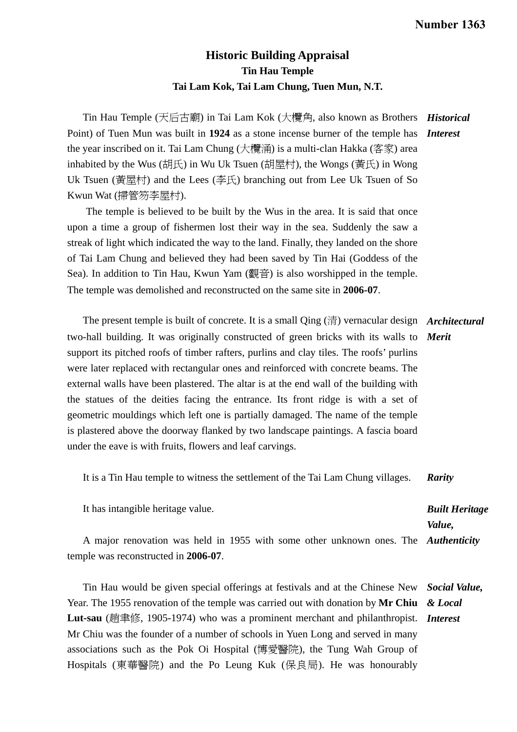**Number 1363**

# Historic Building Appraisal

## Tin Hau Temple

### Tai Lam Kok, Tai Lam Chung, Tuen Mun, N.T.

***Historical Interest***

Tin Hau Temple (天后古廟) in Tai Lam Kok (大欖角, also known as Brothers Point) of Tuen Mun was built in **1924** as a stone incense burner of the temple has the year inscribed on it. Tai Lam Chung (大欖涌) is a multi-clan Hakka (客家) area inhabited by the Wus (胡氏) in Wu Uk Tsuen (胡屋村), the Wongs (黃氏) in Wong Uk Tsuen (黃屋村) and the Lees (李氏) branching out from Lee Uk Tsuen of So Kwun Wat (掃管笏李屋村).

The temple is believed to be built by the Wus in the area. It is said that once upon a time a group of fishermen lost their way in the sea. Suddenly the saw a streak of light which indicated the way to the land. Finally, they landed on the shore of Tai Lam Chung and believed they had been saved by Tin Hai (Goddess of the Sea). In addition to Tin Hau, Kwun Yam (觀音) is also worshipped in the temple. The temple was demolished and reconstructed on the same site in **2006-07**.

***Architectural Merit***

The present temple is built of concrete. It is a small Qing (清) vernacular design two-hall building. It was originally constructed of green bricks with its walls to support its pitched roofs of timber rafters, purlins and clay tiles. The roofs' purlins were later replaced with rectangular ones and reinforced with concrete beams. The external walls have been plastered. The altar is at the end wall of the building with the statues of the deities facing the entrance. Its front ridge is with a set of geometric mouldings which left one is partially damaged. The name of the temple is plastered above the doorway flanked by two landscape paintings. A fascia board under the eave is with fruits, flowers and leaf carvings.

***Rarity***

It is a Tin Hau temple to witness the settlement of the Tai Lam Chung villages.

***Built Heritage Value,***

It has intangible heritage value.

***Authenticity***

A major renovation was held in 1955 with some other unknown ones. The temple was reconstructed in **2006-07**.

***Social Value, & Local Interest***

Tin Hau would be given special offerings at festivals and at the Chinese New Year. The 1955 renovation of the temple was carried out with donation by **Mr Chiu Lut-sau** (趙聿修, 1905-1974) who was a prominent merchant and philanthropist. Mr Chiu was the founder of a number of schools in Yuen Long and served in many associations such as the Pok Oi Hospital (博愛醫院), the Tung Wah Group of Hospitals (東華醫院) and the Po Leung Kuk (保良局). He was honourably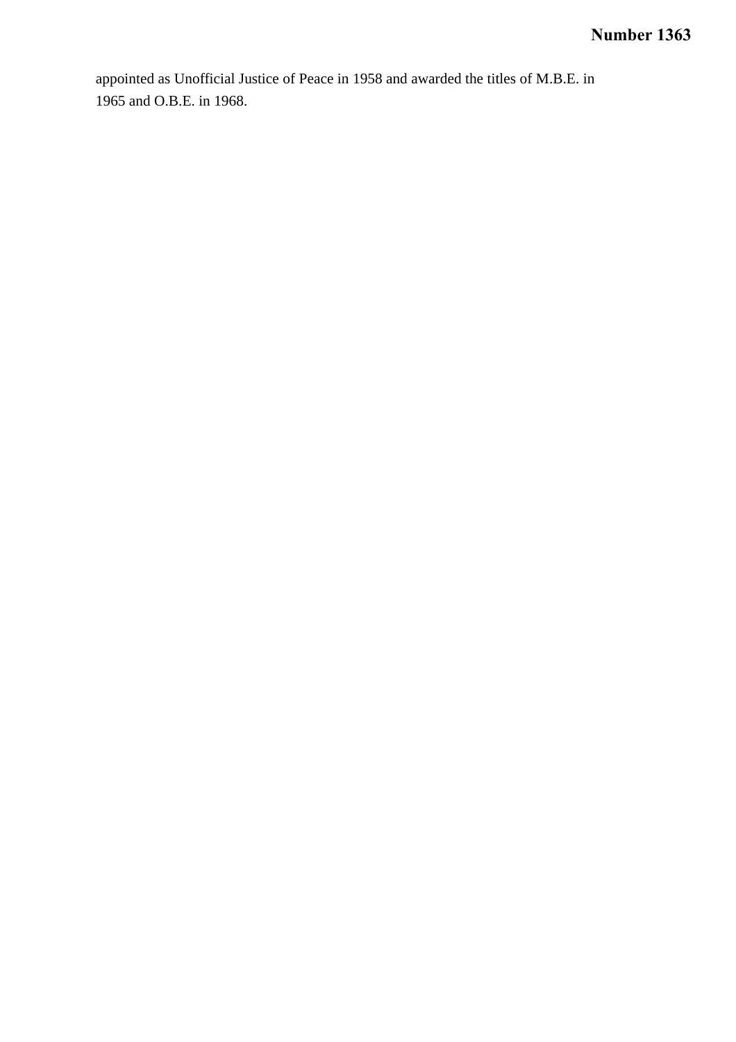appointed as Unofficial Justice of Peace in 1958 and awarded the titles of M.B.E. in 1965 and O.B.E. in 1968.